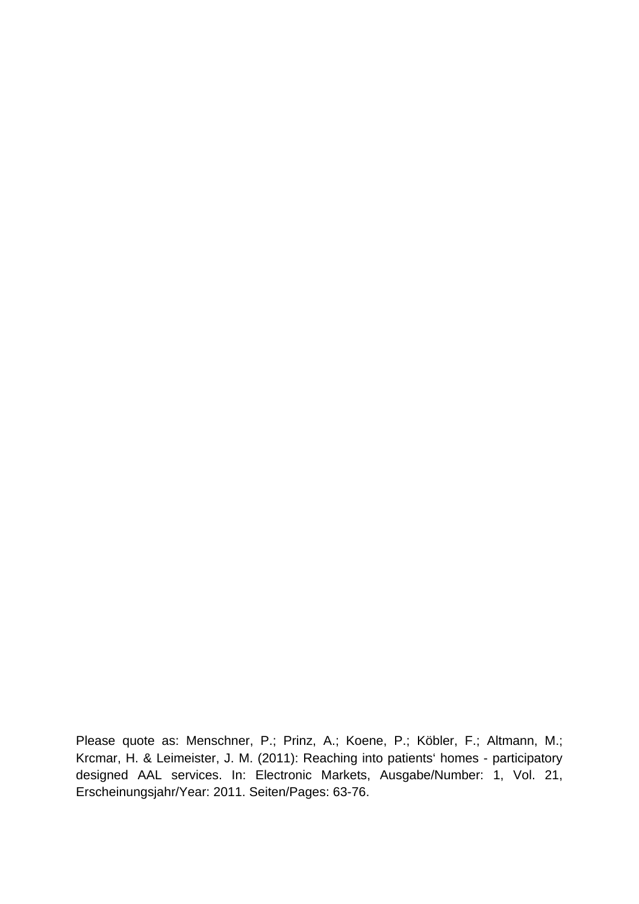Please quote as: Menschner, P.; Prinz, A.; Koene, P.; Köbler, F.; Altmann, M.; Krcmar, H. & Leimeister, J. M. (2011): Reaching into patients‘ homes - participatory designed AAL services. In: Electronic Markets, Ausgabe/Number: 1, Vol. 21, Erscheinungsjahr/Year: 2011. Seiten/Pages: 63-76.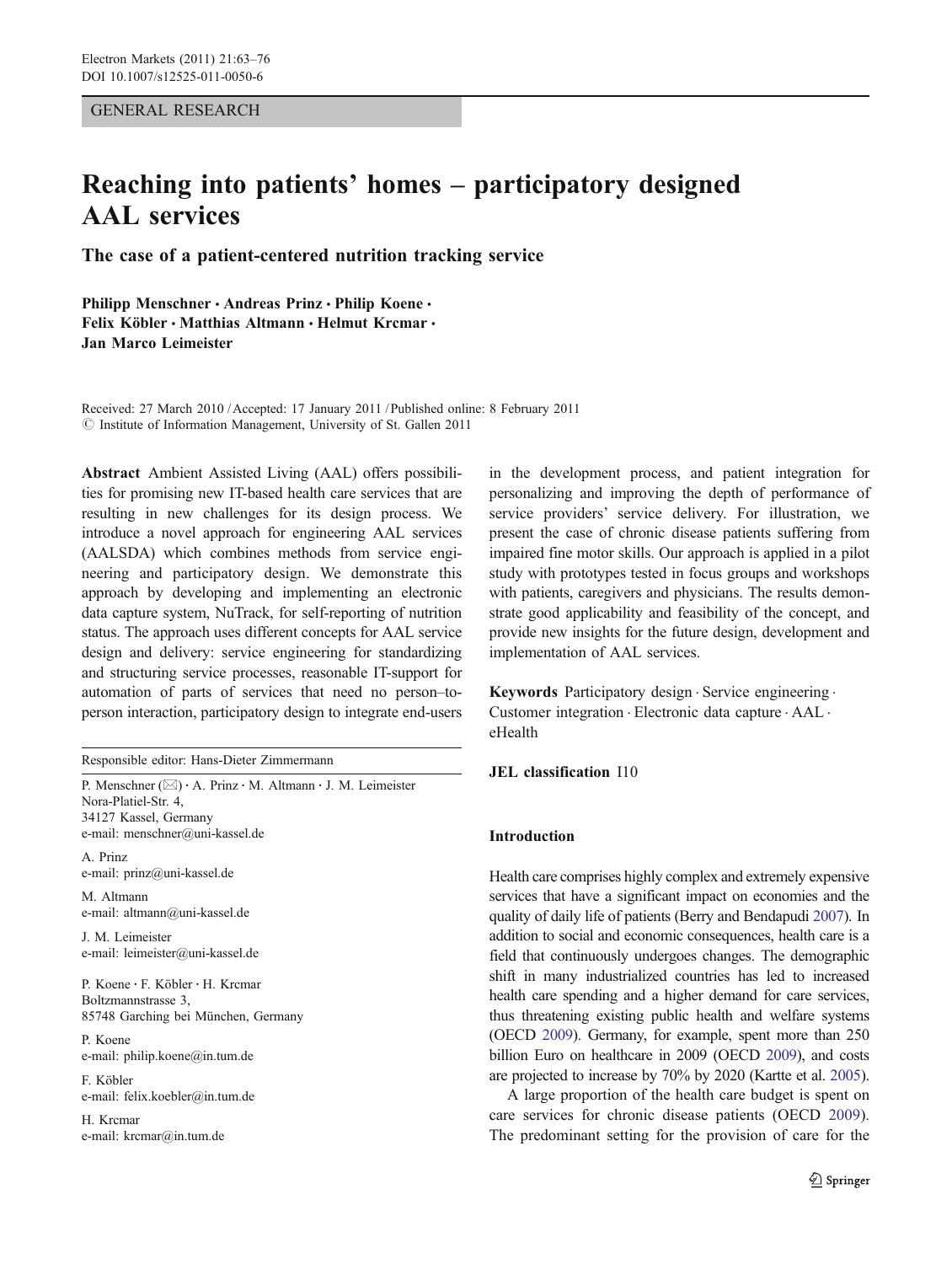# Reaching into patients' homes – participatory designed AAL services

## The case of a patient-centered nutrition tracking service

**Philipp Menschner · Andreas Prinz · Philip Koene · Felix Köbler · Matthias Altmann · Helmut Krcmar · Jan Marco Leimeister**

Received: 27 March 2010 / Accepted: 17 January 2011 / Published online: 8 February 2011
© Institute of Information Management, University of St. Gallen 2011

**Abstract** Ambient Assisted Living (AAL) offers possibilities for promising new IT-based health care services that are resulting in new challenges for its design process. We introduce a novel approach for engineering AAL services (AALSDA) which combines methods from service engineering and participatory design. We demonstrate this approach by developing and implementing an electronic data capture system, NuTrack, for self-reporting of nutrition status. The approach uses different concepts for AAL service design and delivery: service engineering for standardizing and structuring service processes, reasonable IT-support for automation of parts of services that need no person–to-person interaction, participatory design to integrate end-users in the development process, and patient integration for personalizing and improving the depth of performance of service providers' service delivery. For illustration, we present the case of chronic disease patients suffering from impaired fine motor skills. Our approach is applied in a pilot study with prototypes tested in focus groups and workshops with patients, caregivers and physicians. The results demonstrate good applicability and feasibility of the concept, and provide new insights for the future design, development and implementation of AAL services.

**Keywords** Participatory design · Service engineering · Customer integration · Electronic data capture · AAL · eHealth

**JEL classification** I10

Responsible editor: Hans-Dieter Zimmermann

P. Menschner (✉) · A. Prinz · M. Altmann · J. M. Leimeister
Nora-Platiel-Str. 4,
34127 Kassel, Germany
e-mail: menschner@uni-kassel.de

A. Prinz
e-mail: prinz@uni-kassel.de

M. Altmann
e-mail: altmann@uni-kassel.de

J. M. Leimeister
e-mail: leimeister@uni-kassel.de

P. Koene · F. Köbler · H. Krcmar
Boltzmannstrasse 3,
85748 Garching bei München, Germany

P. Koene
e-mail: philip.koene@in.tum.de

F. Köbler
e-mail: felix.koebler@in.tum.de

H. Krcmar
e-mail: krcmar@in.tum.de

## Introduction

Health care comprises highly complex and extremely expensive services that have a significant impact on economies and the quality of daily life of patients (Berry and Bendapudi 2007). In addition to social and economic consequences, health care is a field that continuously undergoes changes. The demographic shift in many industrialized countries has led to increased health care spending and a higher demand for care services, thus threatening existing public health and welfare systems (OECD 2009). Germany, for example, spent more than 250 billion Euro on healthcare in 2009 (OECD 2009), and costs are projected to increase by 70% by 2020 (Kartte et al. 2005).

A large proportion of the health care budget is spent on care services for chronic disease patients (OECD 2009). The predominant setting for the provision of care for the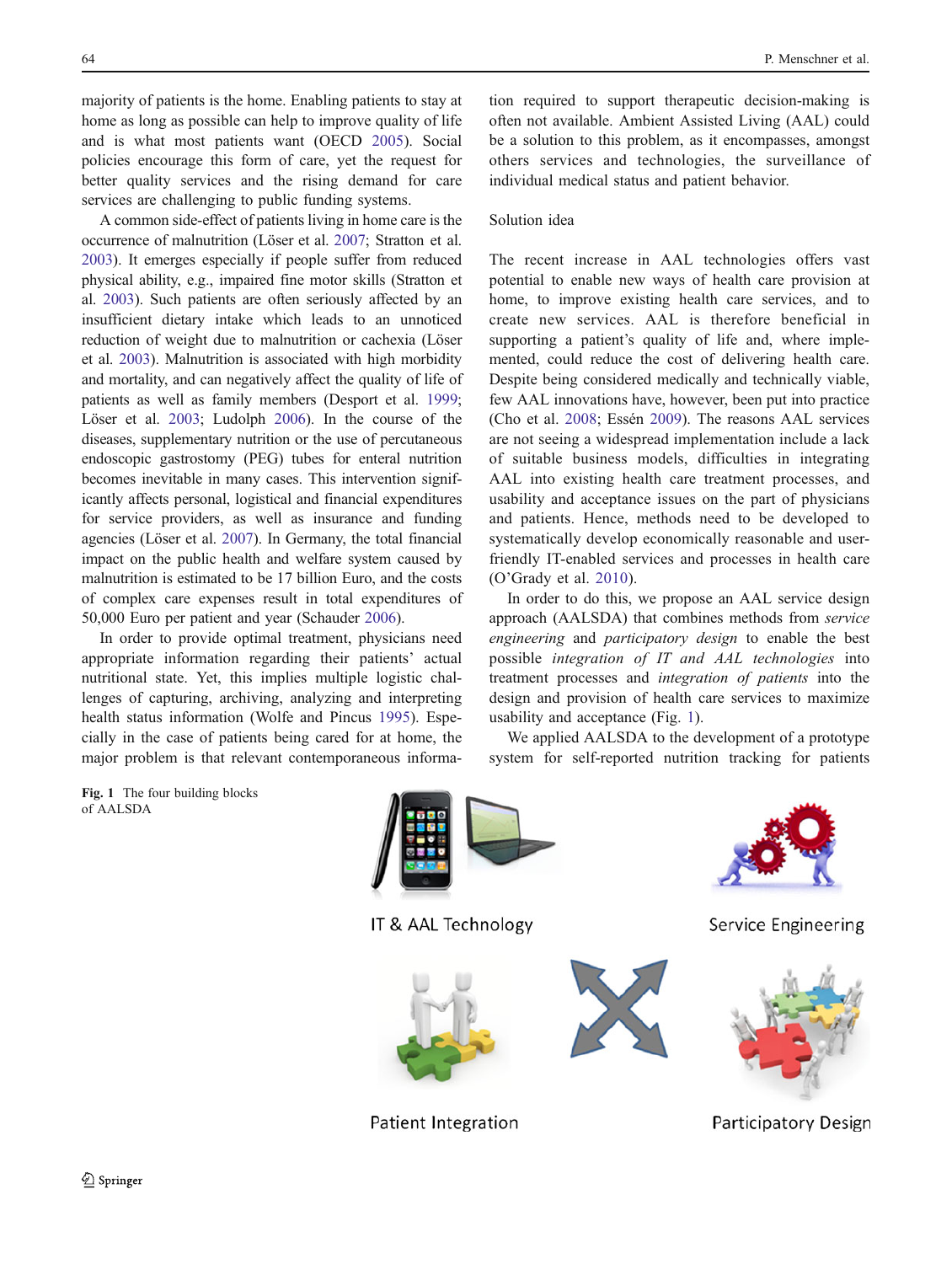majority of patients is the home. Enabling patients to stay at home as long as possible can help to improve quality of life and is what most patients want (OECD 2005). Social policies encourage this form of care, yet the request for better quality services and the rising demand for care services are challenging to public funding systems.

A common side-effect of patients living in home care is the occurrence of malnutrition (Löser et al. 2007; Stratton et al. 2003). It emerges especially if people suffer from reduced physical ability, e.g., impaired fine motor skills (Stratton et al. 2003). Such patients are often seriously affected by an insufficient dietary intake which leads to an unnoticed reduction of weight due to malnutrition or cachexia (Löser et al. 2003). Malnutrition is associated with high morbidity and mortality, and can negatively affect the quality of life of patients as well as family members (Desport et al. 1999; Löser et al. 2003; Ludolph 2006). In the course of the diseases, supplementary nutrition or the use of percutaneous endoscopic gastrostomy (PEG) tubes for enteral nutrition becomes inevitable in many cases. This intervention significantly affects personal, logistical and financial expenditures for service providers, as well as insurance and funding agencies (Löser et al. 2007). In Germany, the total financial impact on the public health and welfare system caused by malnutrition is estimated to be 17 billion Euro, and the costs of complex care expenses result in total expenditures of 50,000 Euro per patient and year (Schauder 2006).

In order to provide optimal treatment, physicians need appropriate information regarding their patients' actual nutritional state. Yet, this implies multiple logistic challenges of capturing, archiving, analyzing and interpreting health status information (Wolfe and Pincus 1995). Especially in the case of patients being cared for at home, the major problem is that relevant contemporaneous information required to support therapeutic decision-making is often not available. Ambient Assisted Living (AAL) could be a solution to this problem, as it encompasses, amongst others services and technologies, the surveillance of individual medical status and patient behavior.

## Solution idea

The recent increase in AAL technologies offers vast potential to enable new ways of health care provision at home, to improve existing health care services, and to create new services. AAL is therefore beneficial in supporting a patient's quality of life and, where implemented, could reduce the cost of delivering health care. Despite being considered medically and technically viable, few AAL innovations have, however, been put into practice (Cho et al. 2008; Essén 2009). The reasons AAL services are not seeing a widespread implementation include a lack of suitable business models, difficulties in integrating AAL into existing health care treatment processes, and usability and acceptance issues on the part of physicians and patients. Hence, methods need to be developed to systematically develop economically reasonable and user-friendly IT-enabled services and processes in health care (O'Grady et al. 2010).

In order to do this, we propose an AAL service design approach (AALSDA) that combines methods from *service engineering* and *participatory design* to enable the best possible *integration of IT and AAL technologies* into treatment processes and *integration of patients* into the design and provision of health care services to maximize usability and acceptance (Fig. 1).

We applied AALSDA to the development of a prototype system for self-reported nutrition tracking for patients

**Fig. 1** The four building blocks of AALSDA

IT & AAL Technology

Service Engineering

Patient Integration

Participatory Design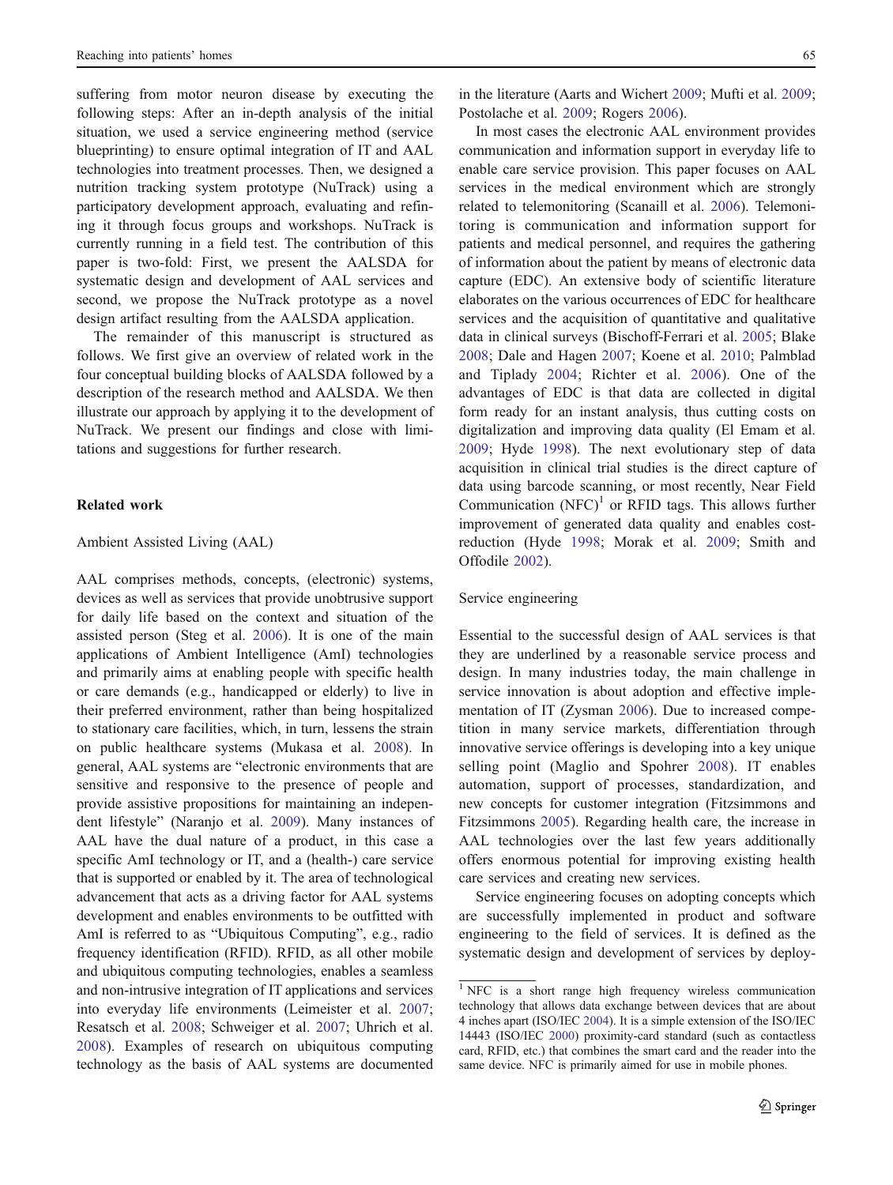suffering from motor neuron disease by executing the following steps: After an in-depth analysis of the initial situation, we used a service engineering method (service blueprinting) to ensure optimal integration of IT and AAL technologies into treatment processes. Then, we designed a nutrition tracking system prototype (NuTrack) using a participatory development approach, evaluating and refining it through focus groups and workshops. NuTrack is currently running in a field test. The contribution of this paper is two-fold: First, we present the AALSDA for systematic design and development of AAL services and second, we propose the NuTrack prototype as a novel design artifact resulting from the AALSDA application.

The remainder of this manuscript is structured as follows. We first give an overview of related work in the four conceptual building blocks of AALSDA followed by a description of the research method and AALSDA. We then illustrate our approach by applying it to the development of NuTrack. We present our findings and close with limitations and suggestions for further research.

## Related work

### Ambient Assisted Living (AAL)

AAL comprises methods, concepts, (electronic) systems, devices as well as services that provide unobtrusive support for daily life based on the context and situation of the assisted person (Steg et al. 2006). It is one of the main applications of Ambient Intelligence (AmI) technologies and primarily aims at enabling people with specific health or care demands (e.g., handicapped or elderly) to live in their preferred environment, rather than being hospitalized to stationary care facilities, which, in turn, lessens the strain on public healthcare systems (Mukasa et al. 2008). In general, AAL systems are "electronic environments that are sensitive and responsive to the presence of people and provide assistive propositions for maintaining an independent lifestyle" (Naranjo et al. 2009). Many instances of AAL have the dual nature of a product, in this case a specific AmI technology or IT, and a (health-) care service that is supported or enabled by it. The area of technological advancement that acts as a driving factor for AAL systems development and enables environments to be outfitted with AmI is referred to as "Ubiquitous Computing", e.g., radio frequency identification (RFID). RFID, as all other mobile and ubiquitous computing technologies, enables a seamless and non-intrusive integration of IT applications and services into everyday life environments (Leimeister et al. 2007; Resatsch et al. 2008; Schweiger et al. 2007; Uhrich et al. 2008). Examples of research on ubiquitous computing technology as the basis of AAL systems are documented in the literature (Aarts and Wichert 2009; Mufti et al. 2009; Postolache et al. 2009; Rogers 2006).

In most cases the electronic AAL environment provides communication and information support in everyday life to enable care service provision. This paper focuses on AAL services in the medical environment which are strongly related to telemonitoring (Scanaill et al. 2006). Telemonitoring is communication and information support for patients and medical personnel, and requires the gathering of information about the patient by means of electronic data capture (EDC). An extensive body of scientific literature elaborates on the various occurrences of EDC for healthcare services and the acquisition of quantitative and qualitative data in clinical surveys (Bischoff-Ferrari et al. 2005; Blake 2008; Dale and Hagen 2007; Koene et al. 2010; Palmblad and Tiplady 2004; Richter et al. 2006). One of the advantages of EDC is that data are collected in digital form ready for an instant analysis, thus cutting costs on digitalization and improving data quality (El Emam et al. 2009; Hyde 1998). The next evolutionary step of data acquisition in clinical trial studies is the direct capture of data using barcode scanning, or most recently, Near Field Communication (NFC)[1] or RFID tags. This allows further improvement of generated data quality and enables cost-reduction (Hyde 1998; Morak et al. 2009; Smith and Offodile 2002).

### Service engineering

Essential to the successful design of AAL services is that they are underlined by a reasonable service process and design. In many industries today, the main challenge in service innovation is about adoption and effective implementation of IT (Zysman 2006). Due to increased competition in many service markets, differentiation through innovative service offerings is developing into a key unique selling point (Maglio and Spohrer 2008). IT enables automation, support of processes, standardization, and new concepts for customer integration (Fitzsimmons and Fitzsimmons 2005). Regarding health care, the increase in AAL technologies over the last few years additionally offers enormous potential for improving existing health care services and creating new services.

Service engineering focuses on adopting concepts which are successfully implemented in product and software engineering to the field of services. It is defined as the systematic design and development of services by deploy-

[1] NFC is a short range high frequency wireless communication technology that allows data exchange between devices that are about 4 inches apart (ISO/IEC 2004). It is a simple extension of the ISO/IEC 14443 (ISO/IEC 2000) proximity-card standard (such as contactless card, RFID, etc.) that combines the smart card and the reader into the same device. NFC is primarily aimed for use in mobile phones.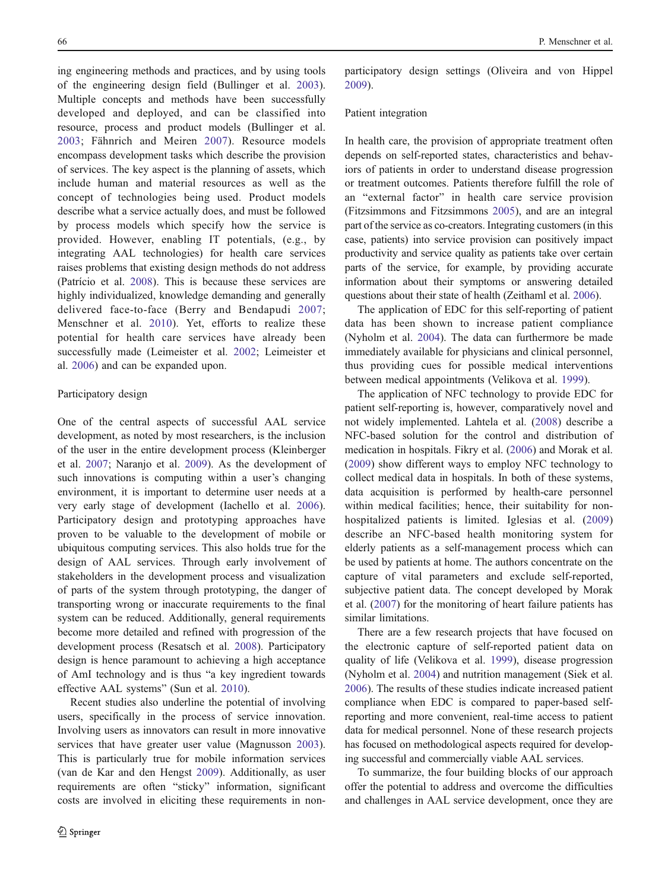ing engineering methods and practices, and by using tools of the engineering design field (Bullinger et al. 2003). Multiple concepts and methods have been successfully developed and deployed, and can be classified into resource, process and product models (Bullinger et al. 2003; Fähnrich and Meiren 2007). Resource models encompass development tasks which describe the provision of services. The key aspect is the planning of assets, which include human and material resources as well as the concept of technologies being used. Product models describe what a service actually does, and must be followed by process models which specify how the service is provided. However, enabling IT potentials, (e.g., by integrating AAL technologies) for health care services raises problems that existing design methods do not address (Patrício et al. 2008). This is because these services are highly individualized, knowledge demanding and generally delivered face-to-face (Berry and Bendapudi 2007; Menschner et al. 2010). Yet, efforts to realize these potential for health care services have already been successfully made (Leimeister et al. 2002; Leimeister et al. 2006) and can be expanded upon.

### Participatory design

One of the central aspects of successful AAL service development, as noted by most researchers, is the inclusion of the user in the entire development process (Kleinberger et al. 2007; Naranjo et al. 2009). As the development of such innovations is computing within a user's changing environment, it is important to determine user needs at a very early stage of development (Iachello et al. 2006). Participatory design and prototyping approaches have proven to be valuable to the development of mobile or ubiquitous computing services. This also holds true for the design of AAL services. Through early involvement of stakeholders in the development process and visualization of parts of the system through prototyping, the danger of transporting wrong or inaccurate requirements to the final system can be reduced. Additionally, general requirements become more detailed and refined with progression of the development process (Resatsch et al. 2008). Participatory design is hence paramount to achieving a high acceptance of AmI technology and is thus "a key ingredient towards effective AAL systems" (Sun et al. 2010).

Recent studies also underline the potential of involving users, specifically in the process of service innovation. Involving users as innovators can result in more innovative services that have greater user value (Magnusson 2003). This is particularly true for mobile information services (van de Kar and den Hengst 2009). Additionally, as user requirements are often "sticky" information, significant costs are involved in eliciting these requirements in non-participatory design settings (Oliveira and von Hippel 2009).

### Patient integration

In health care, the provision of appropriate treatment often depends on self-reported states, characteristics and behaviors of patients in order to understand disease progression or treatment outcomes. Patients therefore fulfill the role of an "external factor" in health care service provision (Fitzsimmons and Fitzsimmons 2005), and are an integral part of the service as co-creators. Integrating customers (in this case, patients) into service provision can positively impact productivity and service quality as patients take over certain parts of the service, for example, by providing accurate information about their symptoms or answering detailed questions about their state of health (Zeithaml et al. 2006).

The application of EDC for this self-reporting of patient data has been shown to increase patient compliance (Nyholm et al. 2004). The data can furthermore be made immediately available for physicians and clinical personnel, thus providing cues for possible medical interventions between medical appointments (Velikova et al. 1999).

The application of NFC technology to provide EDC for patient self-reporting is, however, comparatively novel and not widely implemented. Lahtela et al. (2008) describe a NFC-based solution for the control and distribution of medication in hospitals. Fikry et al. (2006) and Morak et al. (2009) show different ways to employ NFC technology to collect medical data in hospitals. In both of these systems, data acquisition is performed by health-care personnel within medical facilities; hence, their suitability for non-hospitalized patients is limited. Iglesias et al. (2009) describe an NFC-based health monitoring system for elderly patients as a self-management process which can be used by patients at home. The authors concentrate on the capture of vital parameters and exclude self-reported, subjective patient data. The concept developed by Morak et al. (2007) for the monitoring of heart failure patients has similar limitations.

There are a few research projects that have focused on the electronic capture of self-reported patient data on quality of life (Velikova et al. 1999), disease progression (Nyholm et al. 2004) and nutrition management (Siek et al. 2006). The results of these studies indicate increased patient compliance when EDC is compared to paper-based self-reporting and more convenient, real-time access to patient data for medical personnel. None of these research projects has focused on methodological aspects required for developing successful and commercially viable AAL services.

To summarize, the four building blocks of our approach offer the potential to address and overcome the difficulties and challenges in AAL service development, once they are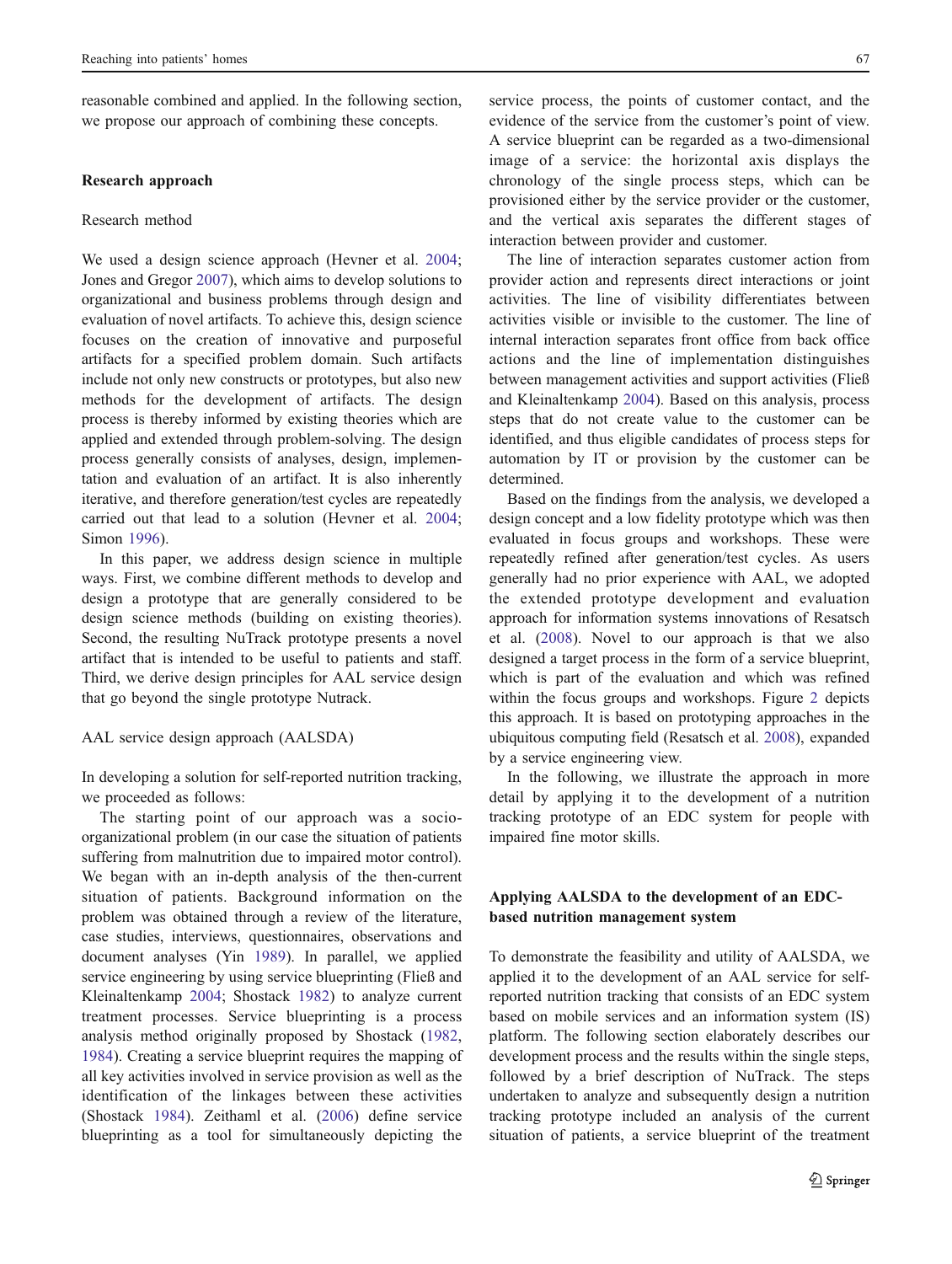reasonable combined and applied. In the following section, we propose our approach of combining these concepts.

## Research approach

### Research method

We used a design science approach (Hevner et al. 2004; Jones and Gregor 2007), which aims to develop solutions to organizational and business problems through design and evaluation of novel artifacts. To achieve this, design science focuses on the creation of innovative and purposeful artifacts for a specified problem domain. Such artifacts include not only new constructs or prototypes, but also new methods for the development of artifacts. The design process is thereby informed by existing theories which are applied and extended through problem-solving. The design process generally consists of analyses, design, implementation and evaluation of an artifact. It is also inherently iterative, and therefore generation/test cycles are repeatedly carried out that lead to a solution (Hevner et al. 2004; Simon 1996).

In this paper, we address design science in multiple ways. First, we combine different methods to develop and design a prototype that are generally considered to be design science methods (building on existing theories). Second, the resulting NuTrack prototype presents a novel artifact that is intended to be useful to patients and staff. Third, we derive design principles for AAL service design that go beyond the single prototype Nutrack.

### AAL service design approach (AALSDA)

In developing a solution for self-reported nutrition tracking, we proceeded as follows:

The starting point of our approach was a socio-organizational problem (in our case the situation of patients suffering from malnutrition due to impaired motor control). We began with an in-depth analysis of the then-current situation of patients. Background information on the problem was obtained through a review of the literature, case studies, interviews, questionnaires, observations and document analyses (Yin 1989). In parallel, we applied service engineering by using service blueprinting (Fließ and Kleinaltenkamp 2004; Shostack 1982) to analyze current treatment processes. Service blueprinting is a process analysis method originally proposed by Shostack (1982, 1984). Creating a service blueprint requires the mapping of all key activities involved in service provision as well as the identification of the linkages between these activities (Shostack 1984). Zeithaml et al. (2006) define service blueprinting as a tool for simultaneously depicting the service process, the points of customer contact, and the evidence of the service from the customer's point of view. A service blueprint can be regarded as a two-dimensional image of a service: the horizontal axis displays the chronology of the single process steps, which can be provisioned either by the service provider or the customer, and the vertical axis separates the different stages of interaction between provider and customer.

The line of interaction separates customer action from provider action and represents direct interactions or joint activities. The line of visibility differentiates between activities visible or invisible to the customer. The line of internal interaction separates front office from back office actions and the line of implementation distinguishes between management activities and support activities (Fließ and Kleinaltenkamp 2004). Based on this analysis, process steps that do not create value to the customer can be identified, and thus eligible candidates of process steps for automation by IT or provision by the customer can be determined.

Based on the findings from the analysis, we developed a design concept and a low fidelity prototype which was then evaluated in focus groups and workshops. These were repeatedly refined after generation/test cycles. As users generally had no prior experience with AAL, we adopted the extended prototype development and evaluation approach for information systems innovations of Resatsch et al. (2008). Novel to our approach is that we also designed a target process in the form of a service blueprint, which is part of the evaluation and which was refined within the focus groups and workshops. Figure 2 depicts this approach. It is based on prototyping approaches in the ubiquitous computing field (Resatsch et al. 2008), expanded by a service engineering view.

In the following, we illustrate the approach in more detail by applying it to the development of a nutrition tracking prototype of an EDC system for people with impaired fine motor skills.

## Applying AALSDA to the development of an EDC-based nutrition management system

To demonstrate the feasibility and utility of AALSDA, we applied it to the development of an AAL service for self-reported nutrition tracking that consists of an EDC system based on mobile services and an information system (IS) platform. The following section elaborately describes our development process and the results within the single steps, followed by a brief description of NuTrack. The steps undertaken to analyze and subsequently design a nutrition tracking prototype included an analysis of the current situation of patients, a service blueprint of the treatment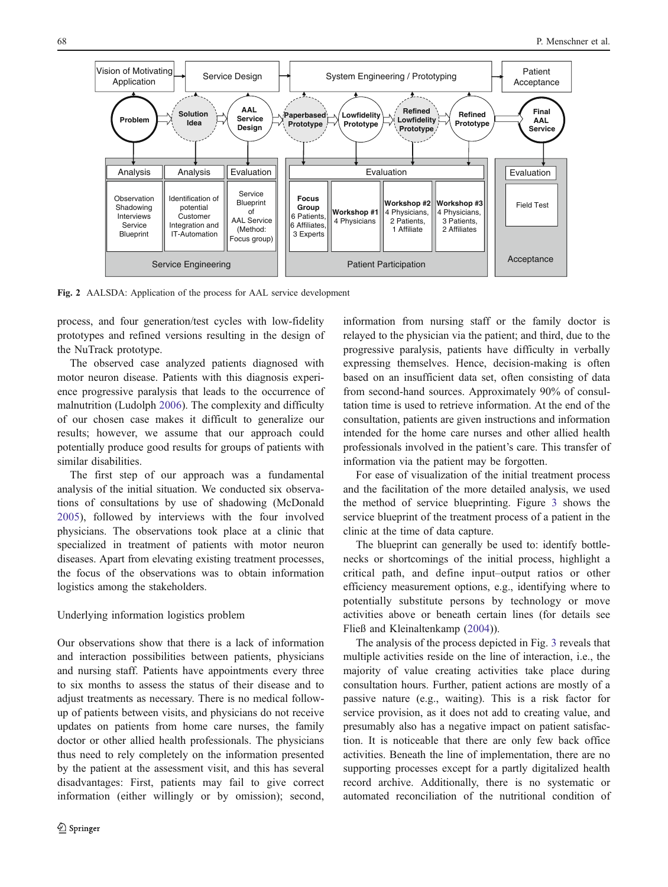Fig. 2 AALSDA: Application of the process for AAL service development

process, and four generation/test cycles with low-fidelity prototypes and refined versions resulting in the design of the NuTrack prototype.

The observed case analyzed patients diagnosed with motor neuron disease. Patients with this diagnosis experience progressive paralysis that leads to the occurrence of malnutrition (Ludolph 2006). The complexity and difficulty of our chosen case makes it difficult to generalize our results; however, we assume that our approach could potentially produce good results for groups of patients with similar disabilities.

The first step of our approach was a fundamental analysis of the initial situation. We conducted six observations of consultations by use of shadowing (McDonald 2005), followed by interviews with the four involved physicians. The observations took place at a clinic that specialized in treatment of patients with motor neuron diseases. Apart from elevating existing treatment processes, the focus of the observations was to obtain information logistics among the stakeholders.

Underlying information logistics problem

Our observations show that there is a lack of information and interaction possibilities between patients, physicians and nursing staff. Patients have appointments every three to six months to assess the status of their disease and to adjust treatments as necessary. There is no medical follow-up of patients between visits, and physicians do not receive updates on patients from home care nurses, the family doctor or other allied health professionals. The physicians thus need to rely completely on the information presented by the patient at the assessment visit, and this has several disadvantages: First, patients may fail to give correct information (either willingly or by omission); second, information from nursing staff or the family doctor is relayed to the physician via the patient; and third, due to the progressive paralysis, patients have difficulty in verbally expressing themselves. Hence, decision-making is often based on an insufficient data set, often consisting of data from second-hand sources. Approximately 90% of consultation time is used to retrieve information. At the end of the consultation, patients are given instructions and information intended for the home care nurses and other allied health professionals involved in the patient's care. This transfer of information via the patient may be forgotten.

For ease of visualization of the initial treatment process and the facilitation of the more detailed analysis, we used the method of service blueprinting. Figure 3 shows the service blueprint of the treatment process of a patient in the clinic at the time of data capture.

The blueprint can generally be used to: identify bottlenecks or shortcomings of the initial process, highlight a critical path, and define input–output ratios or other efficiency measurement options, e.g., identifying where to potentially substitute persons by technology or move activities above or beneath certain lines (for details see Fließ and Kleinaltenkamp (2004)).

The analysis of the process depicted in Fig. 3 reveals that multiple activities reside on the line of interaction, i.e., the majority of value creating activities take place during consultation hours. Further, patient actions are mostly of a passive nature (e.g., waiting). This is a risk factor for service provision, as it does not add to creating value, and presumably also has a negative impact on patient satisfaction. It is noticeable that there are only few back office activities. Beneath the line of implementation, there are no supporting processes except for a partly digitalized health record archive. Additionally, there is no systematic or automated reconciliation of the nutritional condition of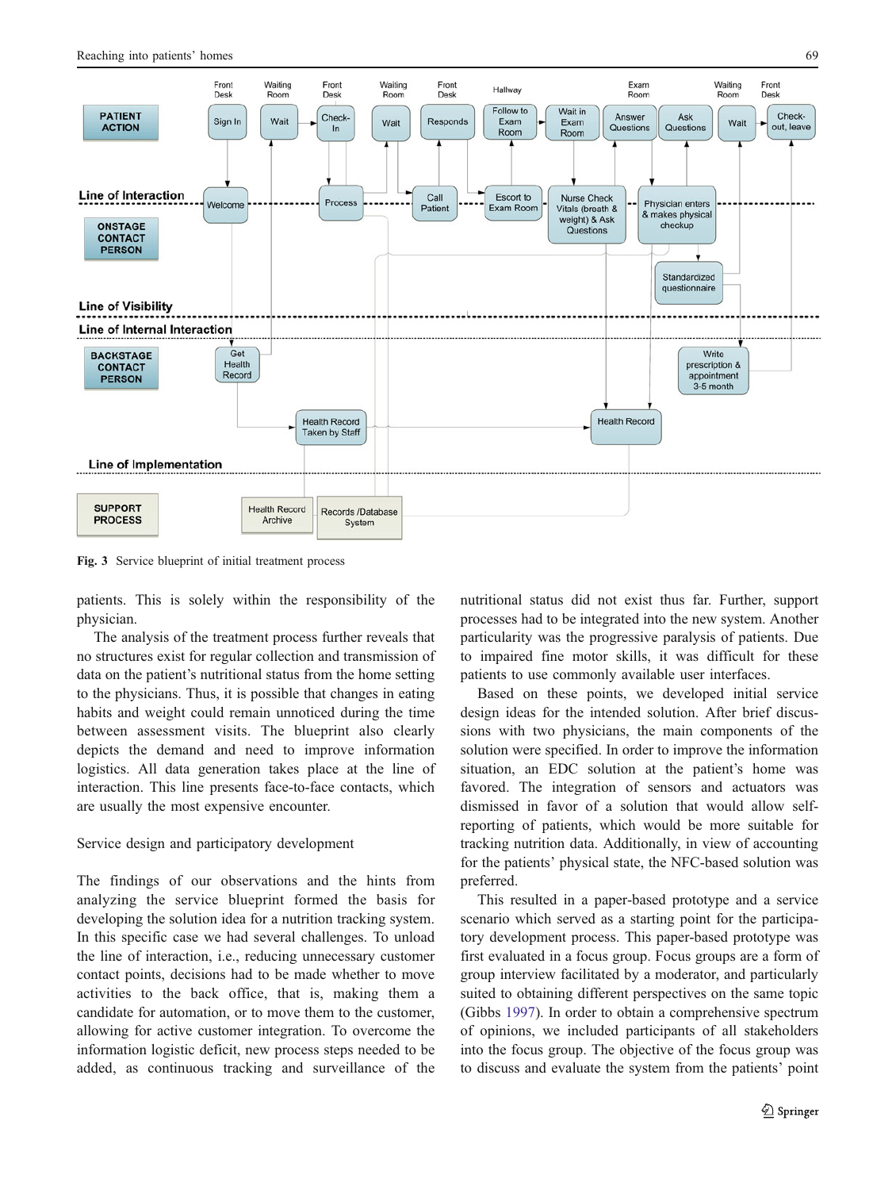Front Desk
Waiting Room
Front Desk
Waiting Room
Front Desk
Hallway
Exam Room
Waiting Room
Front Desk

PATIENT ACTION
Sign In
Wait
Check-In
Wait
Responds
Follow to Exam Room
Wait in Exam Room
Answer Questions
Ask Questions
Wait
Check-out, leave

Line of Interaction

Welcome
Process
Call Patient
Escort to Exam Room
Nurse Check Vitals (breath & weight) & Ask Questions
Physician enters & makes physical checkup

ONSTAGE CONTACT PERSON

Standardized questionnaire

Line of Visibility

Line of Internal Interaction

BACKSTAGE CONTACT PERSON
Get Health Record
Write prescription & appointment 3-5 month
Health Record Taken by Staff
Health Record

Line of Implementation

SUPPORT PROCESS
Health Record Archive
Records /Database System

**Fig. 3** Service blueprint of initial treatment process

patients. This is solely within the responsibility of the physician.

The analysis of the treatment process further reveals that no structures exist for regular collection and transmission of data on the patient's nutritional status from the home setting to the physicians. Thus, it is possible that changes in eating habits and weight could remain unnoticed during the time between assessment visits. The blueprint also clearly depicts the demand and need to improve information logistics. All data generation takes place at the line of interaction. This line presents face-to-face contacts, which are usually the most expensive encounter.

## Service design and participatory development

The findings of our observations and the hints from analyzing the service blueprint formed the basis for developing the solution idea for a nutrition tracking system. In this specific case we had several challenges. To unload the line of interaction, i.e., reducing unnecessary customer contact points, decisions had to be made whether to move activities to the back office, that is, making them a candidate for automation, or to move them to the customer, allowing for active customer integration. To overcome the information logistic deficit, new process steps needed to be added, as continuous tracking and surveillance of the nutritional status did not exist thus far. Further, support processes had to be integrated into the new system. Another particularity was the progressive paralysis of patients. Due to impaired fine motor skills, it was difficult for these patients to use commonly available user interfaces.

Based on these points, we developed initial service design ideas for the intended solution. After brief discussions with two physicians, the main components of the solution were specified. In order to improve the information situation, an EDC solution at the patient's home was favored. The integration of sensors and actuators was dismissed in favor of a solution that would allow self-reporting of patients, which would be more suitable for tracking nutrition data. Additionally, in view of accounting for the patients' physical state, the NFC-based solution was preferred.

This resulted in a paper-based prototype and a service scenario which served as a starting point for the participatory development process. This paper-based prototype was first evaluated in a focus group. Focus groups are a form of group interview facilitated by a moderator, and particularly suited to obtaining different perspectives on the same topic (Gibbs 1997). In order to obtain a comprehensive spectrum of opinions, we included participants of all stakeholders into the focus group. The objective of the focus group was to discuss and evaluate the system from the patients' point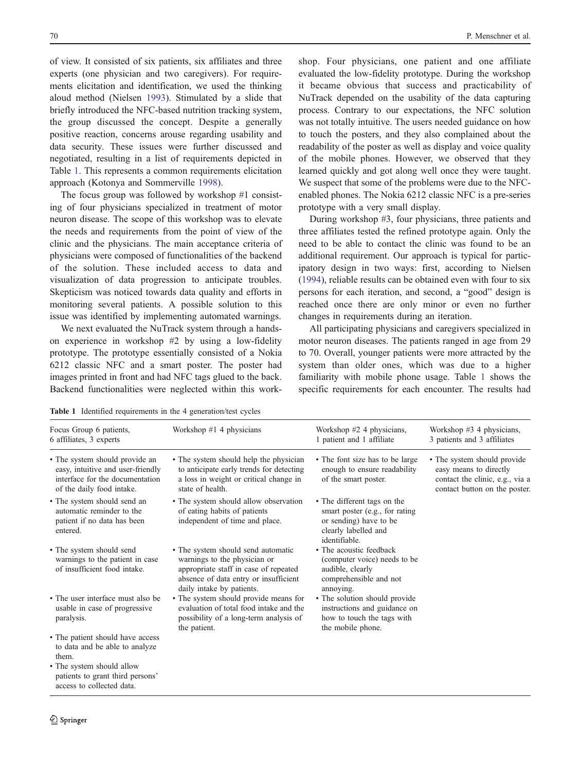of view. It consisted of six patients, six affiliates and three experts (one physician and two caregivers). For requirements elicitation and identification, we used the thinking aloud method (Nielsen 1993). Stimulated by a slide that briefly introduced the NFC-based nutrition tracking system, the group discussed the concept. Despite a generally positive reaction, concerns arouse regarding usability and data security. These issues were further discussed and negotiated, resulting in a list of requirements depicted in Table 1. This represents a common requirements elicitation approach (Kotonya and Sommerville 1998).

The focus group was followed by workshop #1 consisting of four physicians specialized in treatment of motor neuron disease. The scope of this workshop was to elevate the needs and requirements from the point of view of the clinic and the physicians. The main acceptance criteria of physicians were composed of functionalities of the backend of the solution. These included access to data and visualization of data progression to anticipate troubles. Skepticism was noticed towards data quality and efforts in monitoring several patients. A possible solution to this issue was identified by implementing automated warnings.

We next evaluated the NuTrack system through a hands-on experience in workshop #2 by using a low-fidelity prototype. The prototype essentially consisted of a Nokia 6212 classic NFC and a smart poster. The poster had images printed in front and had NFC tags glued to the back. Backend functionalities were neglected within this workshop. Four physicians, one patient and one affiliate evaluated the low-fidelity prototype. During the workshop it became obvious that success and practicability of NuTrack depended on the usability of the data capturing process. Contrary to our expectations, the NFC solution was not totally intuitive. The users needed guidance on how to touch the posters, and they also complained about the readability of the poster as well as display and voice quality of the mobile phones. However, we observed that they learned quickly and got along well once they were taught. We suspect that some of the problems were due to the NFC-enabled phones. The Nokia 6212 classic NFC is a pre-series prototype with a very small display.

During workshop #3, four physicians, three patients and three affiliates tested the refined prototype again. Only the need to be able to contact the clinic was found to be an additional requirement. Our approach is typical for participatory design in two ways: first, according to Nielsen (1994), reliable results can be obtained even with four to six persons for each iteration, and second, a "good" design is reached once there are only minor or even no further changes in requirements during an iteration.

All participating physicians and caregivers specialized in motor neuron diseases. The patients ranged in age from 29 to 70. Overall, younger patients were more attracted by the system than older ones, which was due to a higher familiarity with mobile phone usage. Table 1 shows the specific requirements for each encounter. The results had

**Table 1** Identified requirements in the 4 generation/test cycles

| Focus Group 6 patients, 6 affiliates, 3 experts | Workshop #1 4 physicians | Workshop #2 4 physicians, 1 patient and 1 affiliate | Workshop #3 4 physicians, 3 patients and 3 affiliates |
|---|---|---|---|
| • The system should provide an easy, intuitive and user-friendly interface for the documentation of the daily food intake. | • The system should help the physician to anticipate early trends for detecting a loss in weight or critical change in state of health. | • The font size has to be large enough to ensure readability of the smart poster. | • The system should provide easy means to directly contact the clinic, e.g., via a contact button on the poster. |
| • The system should send an automatic reminder to the patient if no data has been entered. | • The system should allow observation of eating habits of patients independent of time and place. | • The different tags on the smart poster (e.g., for rating or sending) have to be clearly labelled and identifiable. | |
| • The system should send warnings to the patient in case of insufficient food intake. | • The system should send automatic warnings to the physician or appropriate staff in case of repeated absence of data entry or insufficient daily intake by patients. | • The acoustic feedback (computer voice) needs to be audible, clearly comprehensible and not annoying. | |
| • The user interface must also be usable in case of progressive paralysis. | • The system should provide means for evaluation of total food intake and the possibility of a long-term analysis of the patient. | • The solution should provide instructions and guidance on how to touch the tags with the mobile phone. | |
| • The patient should have access to data and be able to analyze them. | | | |
| • The system should allow patients to grant third persons' access to collected data. | | | |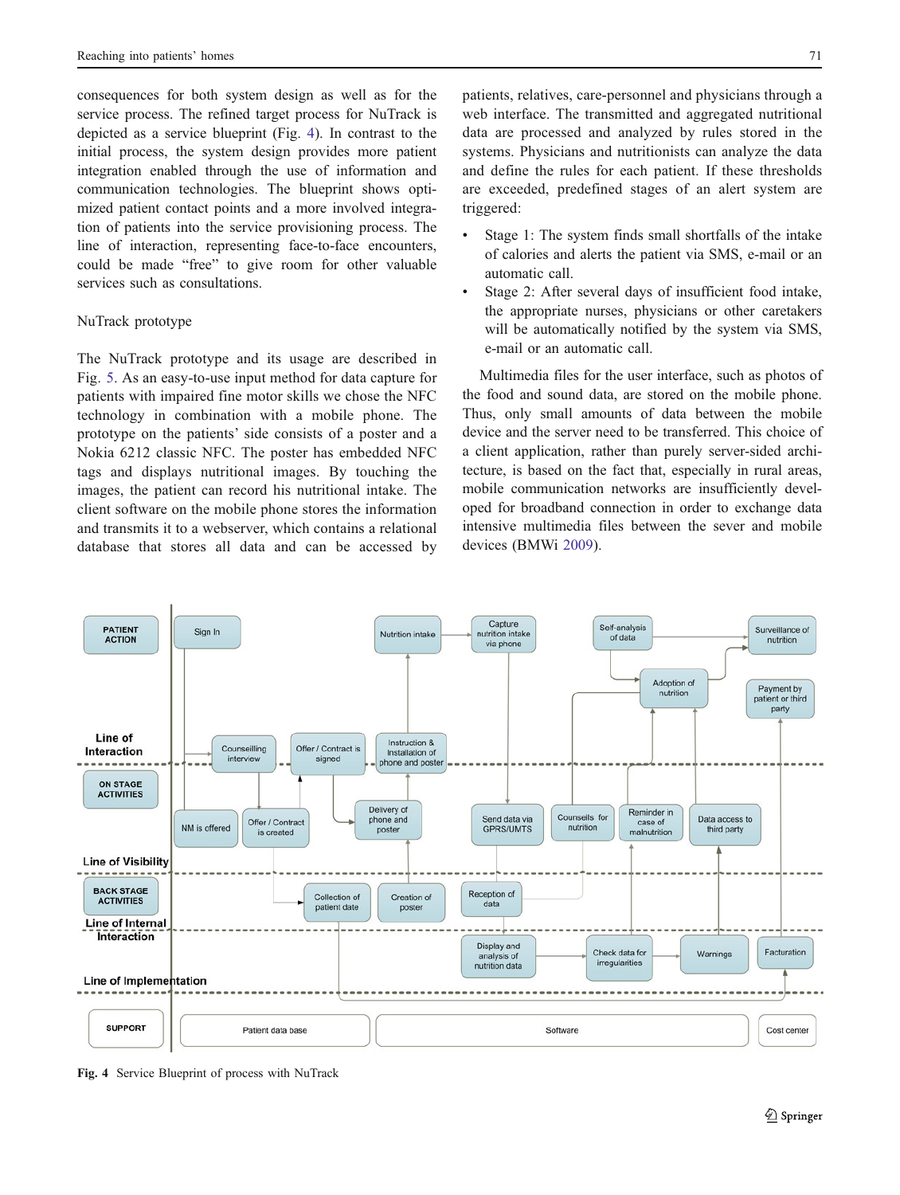consequences for both system design as well as for the service process. The refined target process for NuTrack is depicted as a service blueprint (Fig. 4). In contrast to the initial process, the system design provides more patient integration enabled through the use of information and communication technologies. The blueprint shows optimized patient contact points and a more involved integration of patients into the service provisioning process. The line of interaction, representing face-to-face encounters, could be made "free" to give room for other valuable services such as consultations.

## NuTrack prototype

The NuTrack prototype and its usage are described in Fig. 5. As an easy-to-use input method for data capture for patients with impaired fine motor skills we chose the NFC technology in combination with a mobile phone. The prototype on the patients' side consists of a poster and a Nokia 6212 classic NFC. The poster has embedded NFC tags and displays nutritional images. By touching the images, the patient can record his nutritional intake. The client software on the mobile phone stores the information and transmits it to a webserver, which contains a relational database that stores all data and can be accessed by patients, relatives, care-personnel and physicians through a web interface. The transmitted and aggregated nutritional data are processed and analyzed by rules stored in the systems. Physicians and nutritionists can analyze the data and define the rules for each patient. If these thresholds are exceeded, predefined stages of an alert system are triggered:

- Stage 1: The system finds small shortfalls of the intake of calories and alerts the patient via SMS, e-mail or an automatic call.
- Stage 2: After several days of insufficient food intake, the appropriate nurses, physicians or other caretakers will be automatically notified by the system via SMS, e-mail or an automatic call.

Multimedia files for the user interface, such as photos of the food and sound data, are stored on the mobile phone. Thus, only small amounts of data between the mobile device and the server need to be transferred. This choice of a client application, rather than purely server-sided architecture, is based on the fact that, especially in rural areas, mobile communication networks are insufficiently developed for broadband connection in order to exchange data intensive multimedia files between the sever and mobile devices (BMWi 2009).

PATIENT ACTION
Sign In
Nutrition intake
Capture nutrition intake via phone
Self-analysis of data
Surveillance of nutrition
Adoption of nutrition
Payment by patient or third party
Line of Interaction
Counseilling interview
Offer / Contract is signed
Instruction & Installation of phone and poster
ON STAGE ACTIVITIES
NM is offered
Offer / Contract is created
Delivery of phone and poster
Send data via GPRS/UMTS
Counsells for nutrition
Reminder in case of malnutrition
Data access to third party
Line of Visibility
BACK STAGE ACTIVITIES
Collection of patient date
Creation of poster
Reception of data
Line of Internal Interaction
Display and analysis of nutrition data
Check data for irregularities
Warnings
Facturation
Line of Implementation
SUPPORT
Patient data base
Software
Cost center

**Fig. 4** Service Blueprint of process with NuTrack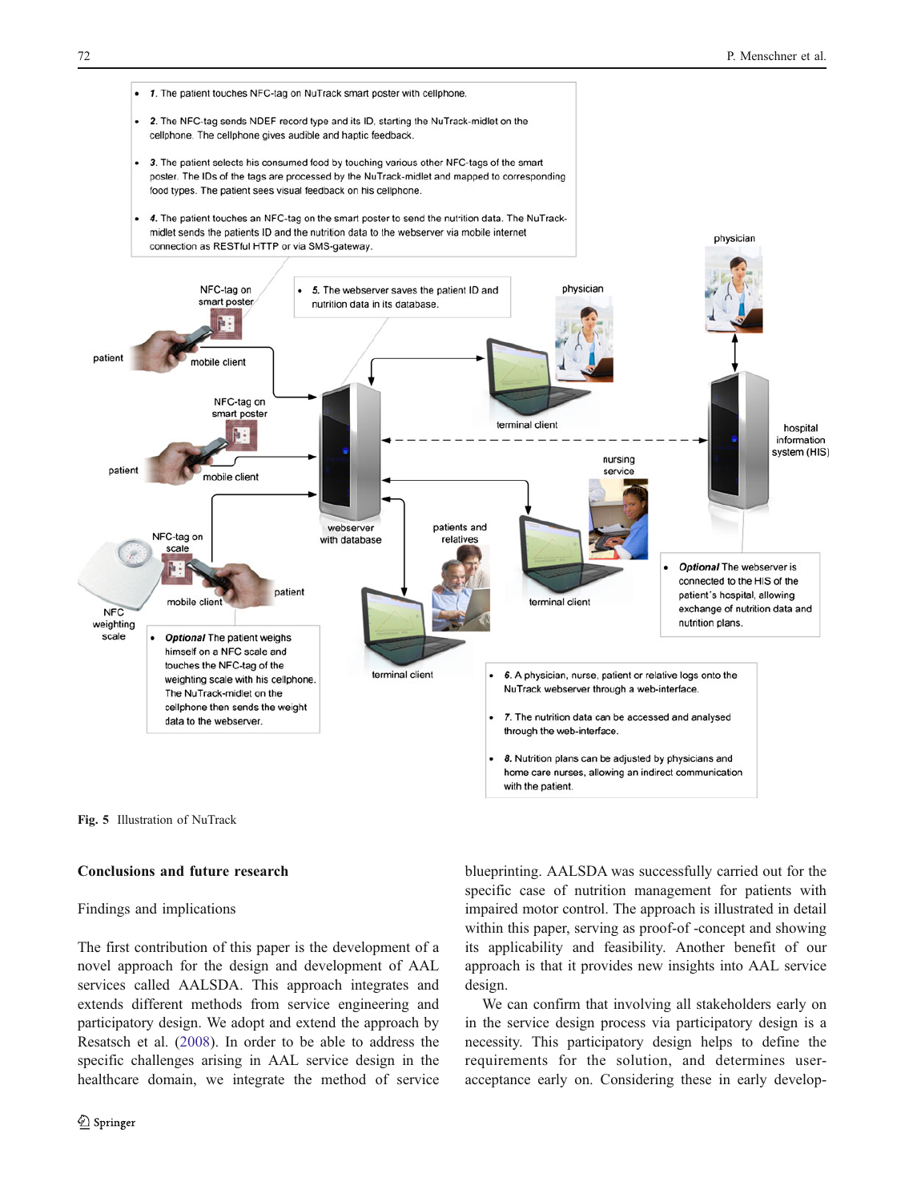- *1.* The patient touches NFC-tag on NuTrack smart poster with cellphone.
- *2.* The NFC-tag sends NDEF record type and its ID, starting the NuTrack-midlet on the cellphone. The cellphone gives audible and haptic feedback.
- *3.* The patient selects his consumed food by touching various other NFC-tags of the smart poster. The IDs of the tags are processed by the NuTrack-midlet and mapped to corresponding food types. The patient sees visual feedback on his cellphone.
- *4.* The patient touches an NFC-tag on the smart poster to send the nutrition data. The NuTrack-midlet sends the patients ID and the nutrition data to the webserver via mobile internet connection as RESTful HTTP or via SMS-gateway.
- *5.* The webserver saves the patient ID and nutrition data in its database.
- ***Optional*** The patient weighs himself on a NFC scale and touches the NFC-tag of the weighting scale with his cellphone. The NuTrack-midlet on the cellphone then sends the weight data to the webserver.
- ***Optional*** The webserver is connected to the HIS of the patient's hospital, allowing exchange of nutrition data and nutrition plans.
- *6.* A physician, nurse, patient or relative logs onto the NuTrack webserver through a web-interface.
- *7.* The nutrition data can be accessed and analysed through the web-interface.
- *8.* Nutrition plans can be adjusted by physicians and home care nurses, allowing an indirect communication with the patient.

**Fig. 5** Illustration of NuTrack

## Conclusions and future research

### Findings and implications

The first contribution of this paper is the development of a novel approach for the design and development of AAL services called AALSDA. This approach integrates and extends different methods from service engineering and participatory design. We adopt and extend the approach by Resatsch et al. (2008). In order to be able to address the specific challenges arising in AAL service design in the healthcare domain, we integrate the method of service blueprinting. AALSDA was successfully carried out for the specific case of nutrition management for patients with impaired motor control. The approach is illustrated in detail within this paper, serving as proof-of -concept and showing its applicability and feasibility. Another benefit of our approach is that it provides new insights into AAL service design.

We can confirm that involving all stakeholders early on in the service design process via participatory design is a necessity. This participatory design helps to define the requirements for the solution, and determines user-acceptance early on. Considering these in early develop-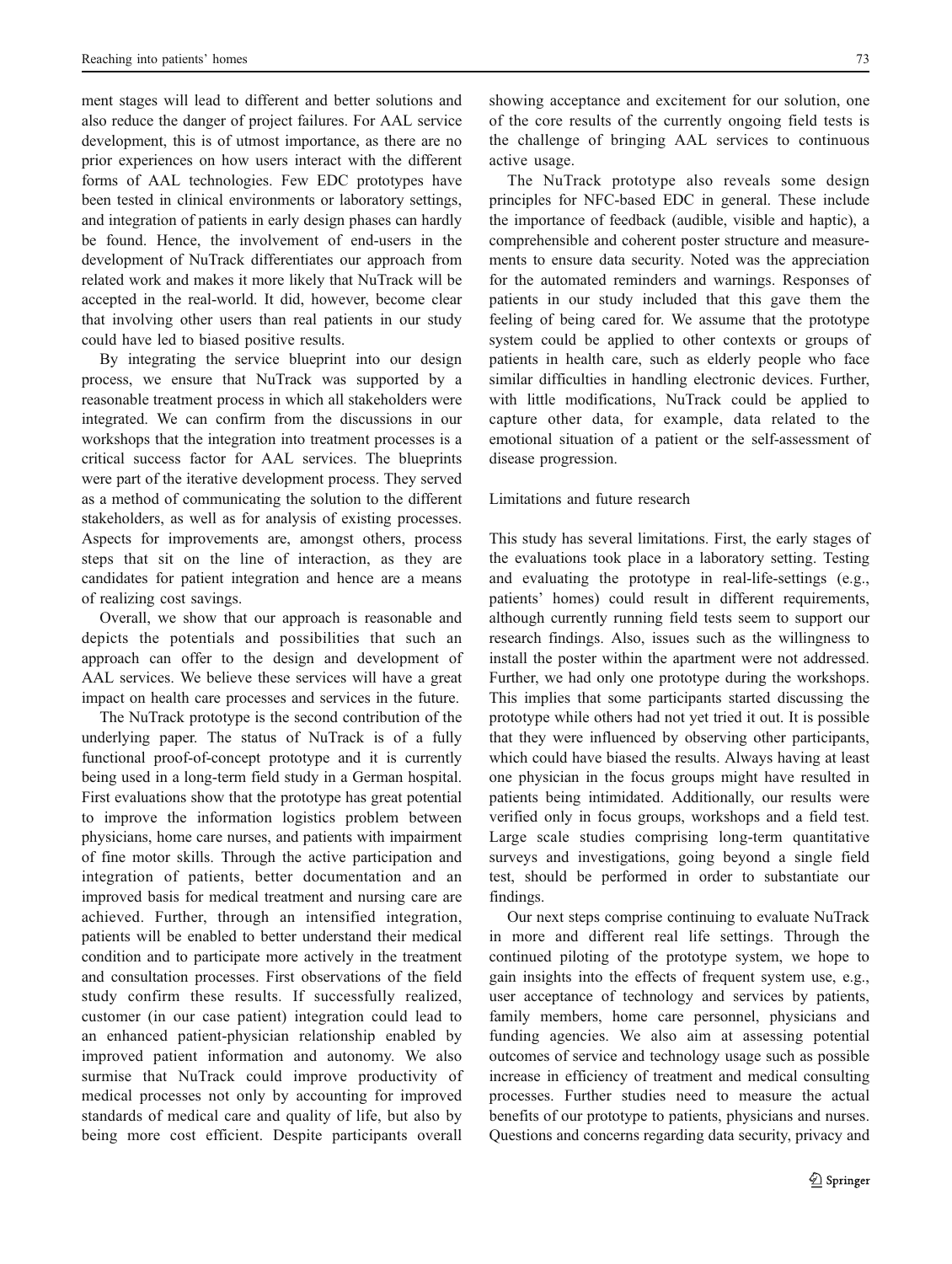ment stages will lead to different and better solutions and also reduce the danger of project failures. For AAL service development, this is of utmost importance, as there are no prior experiences on how users interact with the different forms of AAL technologies. Few EDC prototypes have been tested in clinical environments or laboratory settings, and integration of patients in early design phases can hardly be found. Hence, the involvement of end-users in the development of NuTrack differentiates our approach from related work and makes it more likely that NuTrack will be accepted in the real-world. It did, however, become clear that involving other users than real patients in our study could have led to biased positive results.

By integrating the service blueprint into our design process, we ensure that NuTrack was supported by a reasonable treatment process in which all stakeholders were integrated. We can confirm from the discussions in our workshops that the integration into treatment processes is a critical success factor for AAL services. The blueprints were part of the iterative development process. They served as a method of communicating the solution to the different stakeholders, as well as for analysis of existing processes. Aspects for improvements are, amongst others, process steps that sit on the line of interaction, as they are candidates for patient integration and hence are a means of realizing cost savings.

Overall, we show that our approach is reasonable and depicts the potentials and possibilities that such an approach can offer to the design and development of AAL services. We believe these services will have a great impact on health care processes and services in the future.

The NuTrack prototype is the second contribution of the underlying paper. The status of NuTrack is of a fully functional proof-of-concept prototype and it is currently being used in a long-term field study in a German hospital. First evaluations show that the prototype has great potential to improve the information logistics problem between physicians, home care nurses, and patients with impairment of fine motor skills. Through the active participation and integration of patients, better documentation and an improved basis for medical treatment and nursing care are achieved. Further, through an intensified integration, patients will be enabled to better understand their medical condition and to participate more actively in the treatment and consultation processes. First observations of the field study confirm these results. If successfully realized, customer (in our case patient) integration could lead to an enhanced patient-physician relationship enabled by improved patient information and autonomy. We also surmise that NuTrack could improve productivity of medical processes not only by accounting for improved standards of medical care and quality of life, but also by being more cost efficient. Despite participants overall showing acceptance and excitement for our solution, one of the core results of the currently ongoing field tests is the challenge of bringing AAL services to continuous active usage.

The NuTrack prototype also reveals some design principles for NFC-based EDC in general. These include the importance of feedback (audible, visible and haptic), a comprehensible and coherent poster structure and measurements to ensure data security. Noted was the appreciation for the automated reminders and warnings. Responses of patients in our study included that this gave them the feeling of being cared for. We assume that the prototype system could be applied to other contexts or groups of patients in health care, such as elderly people who face similar difficulties in handling electronic devices. Further, with little modifications, NuTrack could be applied to capture other data, for example, data related to the emotional situation of a patient or the self-assessment of disease progression.

### Limitations and future research

This study has several limitations. First, the early stages of the evaluations took place in a laboratory setting. Testing and evaluating the prototype in real-life-settings (e.g., patients' homes) could result in different requirements, although currently running field tests seem to support our research findings. Also, issues such as the willingness to install the poster within the apartment were not addressed. Further, we had only one prototype during the workshops. This implies that some participants started discussing the prototype while others had not yet tried it out. It is possible that they were influenced by observing other participants, which could have biased the results. Always having at least one physician in the focus groups might have resulted in patients being intimidated. Additionally, our results were verified only in focus groups, workshops and a field test. Large scale studies comprising long-term quantitative surveys and investigations, going beyond a single field test, should be performed in order to substantiate our findings.

Our next steps comprise continuing to evaluate NuTrack in more and different real life settings. Through the continued piloting of the prototype system, we hope to gain insights into the effects of frequent system use, e.g., user acceptance of technology and services by patients, family members, home care personnel, physicians and funding agencies. We also aim at assessing potential outcomes of service and technology usage such as possible increase in efficiency of treatment and medical consulting processes. Further studies need to measure the actual benefits of our prototype to patients, physicians and nurses. Questions and concerns regarding data security, privacy and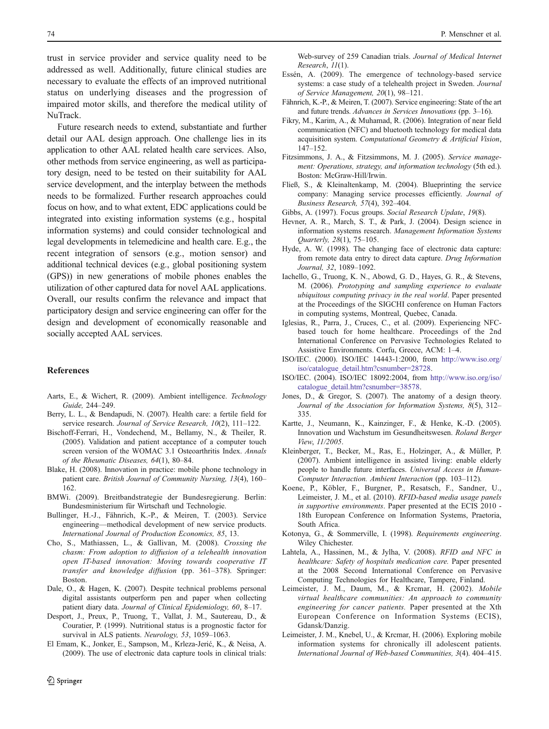trust in service provider and service quality need to be addressed as well. Additionally, future clinical studies are necessary to evaluate the effects of an improved nutritional status on underlying diseases and the progression of impaired motor skills, and therefore the medical utility of NuTrack.

Future research needs to extend, substantiate and further detail our AAL design approach. One challenge lies in its application to other AAL related health care services. Also, other methods from service engineering, as well as participatory design, need to be tested on their suitability for AAL service development, and the interplay between the methods needs to be formalized. Further research approaches could focus on how, and to what extent, EDC applications could be integrated into existing information systems (e.g., hospital information systems) and could consider technological and legal developments in telemedicine and health care. E.g., the recent integration of sensors (e.g., motion sensor) and additional technical devices (e.g., global positioning system (GPS)) in new generations of mobile phones enables the utilization of other captured data for novel AAL applications. Overall, our results confirm the relevance and impact that participatory design and service engineering can offer for the design and development of economically reasonable and socially accepted AAL services.

## References

Aarts, E., & Wichert, R. (2009). Ambient intelligence. *Technology Guide,* 244–249.

Berry, L. L., & Bendapudi, N. (2007). Health care: a fertile field for service research. *Journal of Service Research, 10*(2), 111–122.

Bischoff-Ferrari, H., Vondechend, M., Bellamy, N., & Theiler, R. (2005). Validation and patient acceptance of a computer touch screen version of the WOMAC 3.1 Osteoarthritis Index. *Annals of the Rheumatic Diseases, 64*(1), 80–84.

Blake, H. (2008). Innovation in practice: mobile phone technology in patient care. *British Journal of Community Nursing, 13*(4), 160–162.

BMWi. (2009). Breitbandstrategie der Bundesregierung. Berlin: Bundesministerium für Wirtschaft und Technologie.

Bullinger, H.-J., Fähnrich, K.-P., & Meiren, T. (2003). Service engineering—methodical development of new service products. *International Journal of Production Economics, 85*, 13.

Cho, S., Mathiassen, L., & Gallivan, M. (2008). *Crossing the chasm: From adoption to diffusion of a telehealth innovation open IT-based innovation: Moving towards cooperative IT transfer and knowledge diffusion* (pp. 361–378). Springer: Boston.

Dale, O., & Hagen, K. (2007). Despite technical problems personal digital assistants outperform pen and paper when collecting patient diary data. *Journal of Clinical Epidemiology, 60*, 8–17.

Desport, J., Preux, P., Truong, T., Vallat, J. M., Sautereau, D., & Couratier, P. (1999). Nutritional status is a prognostic factor for survival in ALS patients. *Neurology, 53*, 1059–1063.

El Emam, K., Jonker, E., Sampson, M., Krleza-Jerić, K., & Neisa, A. (2009). The use of electronic data capture tools in clinical trials: Web-survey of 259 Canadian trials. *Journal of Medical Internet Research*, *11*(1).

Essén, A. (2009). The emergence of technology-based service systems: a case study of a telehealth project in Sweden. *Journal of Service Management, 20*(1), 98–121.

Fähnrich, K.-P., & Meiren, T. (2007). Service engineering: State of the art and future trends. *Advances in Services Innovations* (pp. 3–16).

Fikry, M., Karim, A., & Muhamad, R. (2006). Integration of near field communication (NFC) and bluetooth technology for medical data acquisition system. *Computational Geometry & Artificial Vision*, 147–152.

Fitzsimmons, J. A., & Fitzsimmons, M. J. (2005). *Service management: Operations, strategy, and information technology* (5th ed.). Boston: McGraw-Hill/Irwin.

Fließ, S., & Kleinaltenkamp, M. (2004). Blueprinting the service company: Managing service processes efficiently. *Journal of Business Research, 57*(4), 392–404.

Gibbs, A. (1997). Focus groups. *Social Research Update*, *19*(8).

Hevner, A. R., March, S. T., & Park, J. (2004). Design science in information systems research. *Management Information Systems Quarterly, 28*(1), 75–105.

Hyde, A. W. (1998). The changing face of electronic data capture: from remote data entry to direct data capture. *Drug Information Journal, 32*, 1089–1092.

Iachello, G., Truong, K. N., Abowd, G. D., Hayes, G. R., & Stevens, M. (2006). *Prototyping and sampling experience to evaluate ubiquitous computing privacy in the real world*. Paper presented at the Proceedings of the SIGCHI conference on Human Factors in computing systems, Montreal, Quebec, Canada.

Iglesias, R., Parra, J., Cruces, C., et al. (2009). Experiencing NFC-based touch for home healthcare. Proceedings of the 2nd International Conference on Pervasive Technologies Related to Assistive Environments. Corfu, Greece, ACM: 1–4.

ISO/IEC. (2000). ISO/IEC 14443-1:2000, from http://www.iso.org/iso/catalogue_detail.htm?csnumber=28728.

ISO/IEC. (2004). ISO/IEC 18092:2004, from http://www.iso.org/iso/catalogue_detail.htm?csnumber=38578.

Jones, D., & Gregor, S. (2007). The anatomy of a design theory. *Journal of the Association for Information Systems, 8*(5), 312–335.

Kartte, J., Neumann, K., Kainzinger, F., & Henke, K.-D. (2005). Innovation und Wachstum im Gesundheitswesen. *Roland Berger View*, *11/2005*.

Kleinberger, T., Becker, M., Ras, E., Holzinger, A., & Müller, P. (2007). Ambient intelligence in assisted living: enable elderly people to handle future interfaces. *Universal Access in Human-Computer Interaction. Ambient Interaction* (pp. 103–112).

Koene, P., Köbler, F., Burgner, P., Resatsch, F., Sandner, U., Leimeister, J. M., et al. (2010). *RFID-based media usage panels in supportive environments*. Paper presented at the ECIS 2010 - 18th European Conference on Information Systems, Praetoria, South Africa.

Kotonya, G., & Sommerville, I. (1998). *Requirements engineering*. Wiley Chichester.

Lahtela, A., Hassinen, M., & Jylha, V. (2008). *RFID and NFC in healthcare: Safety of hospitals medication care.* Paper presented at the 2008 Second International Conference on Pervasive Computing Technologies for Healthcare, Tampere, Finland.

Leimeister, J. M., Daum, M., & Krcmar, H. (2002). *Mobile virtual healthcare communities: An approach to community engineering for cancer patients.* Paper presented at the Xth European Conference on Information Systems (ECIS), Gdansk/Danzig.

Leimeister, J. M., Knebel, U., & Krcmar, H. (2006). Exploring mobile information systems for chronically ill adolescent patients. *International Journal of Web-based Communities, 3*(4). 404–415.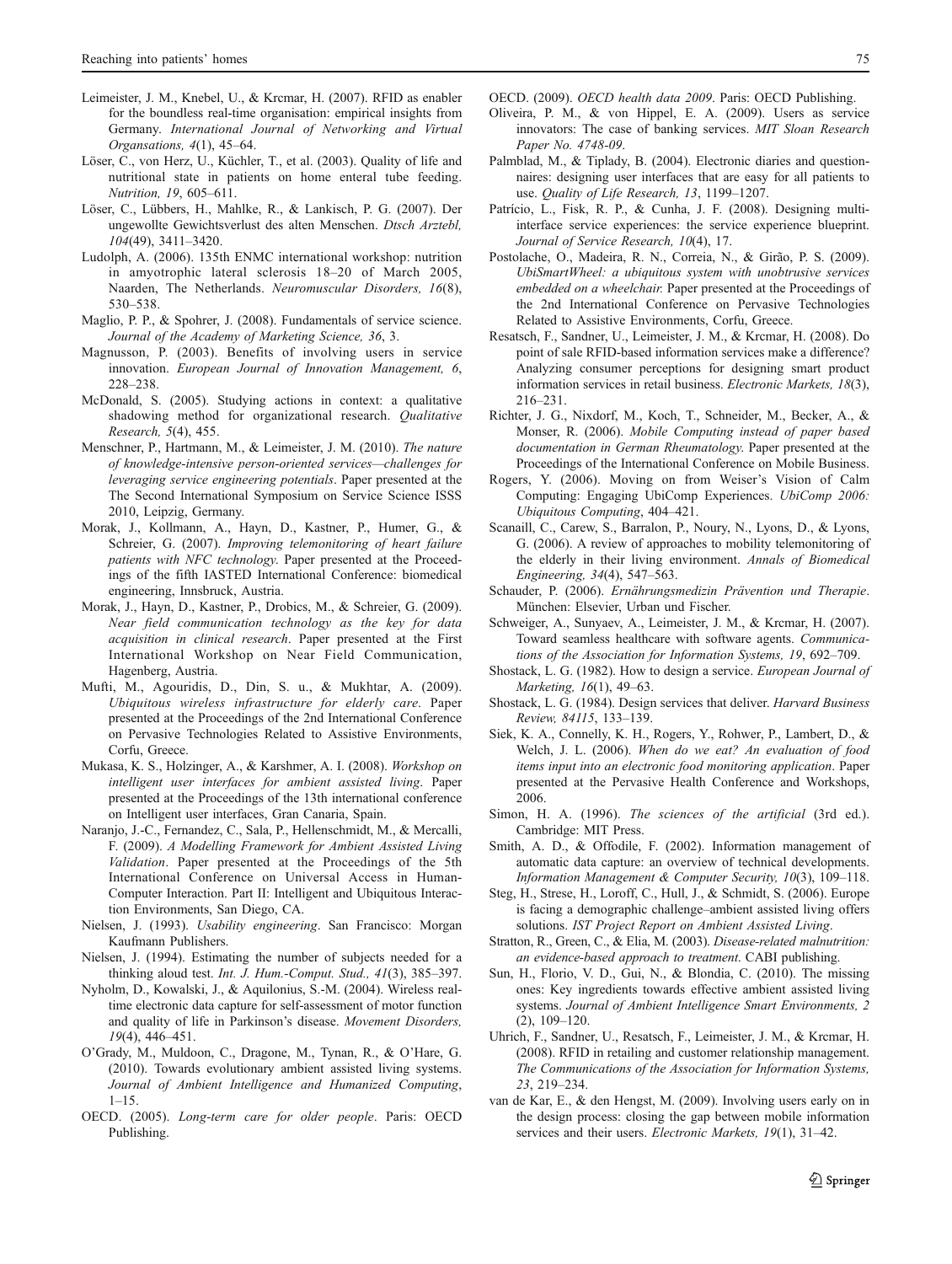Leimeister, J. M., Knebel, U., & Krcmar, H. (2007). RFID as enabler for the boundless real-time organisation: empirical insights from Germany. *International Journal of Networking and Virtual Organsations, 4*(1), 45–64.

Löser, C., von Herz, U., Küchler, T., et al. (2003). Quality of life and nutritional state in patients on home enteral tube feeding. *Nutrition, 19*, 605–611.

Löser, C., Lübbers, H., Mahlke, R., & Lankisch, P. G. (2007). Der ungewollte Gewichtsverlust des alten Menschen. *Dtsch Arztebl, 104*(49), 3411–3420.

Ludolph, A. (2006). 135th ENMC international workshop: nutrition in amyotrophic lateral sclerosis 18–20 of March 2005, Naarden, The Netherlands. *Neuromuscular Disorders, 16*(8), 530–538.

Maglio, P. P., & Spohrer, J. (2008). Fundamentals of service science. *Journal of the Academy of Marketing Science, 36*, 3.

Magnusson, P. (2003). Benefits of involving users in service innovation. *European Journal of Innovation Management, 6*, 228–238.

McDonald, S. (2005). Studying actions in context: a qualitative shadowing method for organizational research. *Qualitative Research, 5*(4), 455.

Menschner, P., Hartmann, M., & Leimeister, J. M. (2010). *The nature of knowledge-intensive person-oriented services—challenges for leveraging service engineering potentials*. Paper presented at the The Second International Symposium on Service Science ISSS 2010, Leipzig, Germany.

Morak, J., Kollmann, A., Hayn, D., Kastner, P., Humer, G., & Schreier, G. (2007). *Improving telemonitoring of heart failure patients with NFC technology*. Paper presented at the Proceedings of the fifth IASTED International Conference: biomedical engineering, Innsbruck, Austria.

Morak, J., Hayn, D., Kastner, P., Drobics, M., & Schreier, G. (2009). *Near field communication technology as the key for data acquisition in clinical research*. Paper presented at the First International Workshop on Near Field Communication, Hagenberg, Austria.

Mufti, M., Agouridis, D., Din, S. u., & Mukhtar, A. (2009). *Ubiquitous wireless infrastructure for elderly care*. Paper presented at the Proceedings of the 2nd International Conference on Pervasive Technologies Related to Assistive Environments, Corfu, Greece.

Mukasa, K. S., Holzinger, A., & Karshmer, A. I. (2008). *Workshop on intelligent user interfaces for ambient assisted living*. Paper presented at the Proceedings of the 13th international conference on Intelligent user interfaces, Gran Canaria, Spain.

Naranjo, J.-C., Fernandez, C., Sala, P., Hellenschmidt, M., & Mercalli, F. (2009). *A Modelling Framework for Ambient Assisted Living Validation*. Paper presented at the Proceedings of the 5th International Conference on Universal Access in Human-Computer Interaction. Part II: Intelligent and Ubiquitous Interaction Environments, San Diego, CA.

Nielsen, J. (1993). *Usability engineering*. San Francisco: Morgan Kaufmann Publishers.

Nielsen, J. (1994). Estimating the number of subjects needed for a thinking aloud test. *Int. J. Hum.-Comput. Stud., 41*(3), 385–397.

Nyholm, D., Kowalski, J., & Aquilonius, S.-M. (2004). Wireless real-time electronic data capture for self-assessment of motor function and quality of life in Parkinson's disease. *Movement Disorders, 19*(4), 446–451.

O'Grady, M., Muldoon, C., Dragone, M., Tynan, R., & O'Hare, G. (2010). Towards evolutionary ambient assisted living systems. *Journal of Ambient Intelligence and Humanized Computing*, 1–15.

OECD. (2005). *Long-term care for older people*. Paris: OECD Publishing.

OECD. (2009). *OECD health data 2009*. Paris: OECD Publishing.

Oliveira, P. M., & von Hippel, E. A. (2009). Users as service innovators: The case of banking services. *MIT Sloan Research Paper No. 4748-09*.

Palmblad, M., & Tiplady, B. (2004). Electronic diaries and questionnaires: designing user interfaces that are easy for all patients to use. *Quality of Life Research, 13*, 1199–1207.

Patrício, L., Fisk, R. P., & Cunha, J. F. (2008). Designing multi-interface service experiences: the service experience blueprint. *Journal of Service Research, 10*(4), 17.

Postolache, O., Madeira, R. N., Correia, N., & Girão, P. S. (2009). *UbiSmartWheel: a ubiquitous system with unobtrusive services embedded on a wheelchair.* Paper presented at the Proceedings of the 2nd International Conference on Pervasive Technologies Related to Assistive Environments, Corfu, Greece.

Resatsch, F., Sandner, U., Leimeister, J. M., & Krcmar, H. (2008). Do point of sale RFID-based information services make a difference? Analyzing consumer perceptions for designing smart product information services in retail business. *Electronic Markets, 18*(3), 216–231.

Richter, J. G., Nixdorf, M., Koch, T., Schneider, M., Becker, A., & Monser, R. (2006). *Mobile Computing instead of paper based documentation in German Rheumatology*. Paper presented at the Proceedings of the International Conference on Mobile Business.

Rogers, Y. (2006). Moving on from Weiser's Vision of Calm Computing: Engaging UbiComp Experiences. *UbiComp 2006: Ubiquitous Computing*, 404–421.

Scanaill, C., Carew, S., Barralon, P., Noury, N., Lyons, D., & Lyons, G. (2006). A review of approaches to mobility telemonitoring of the elderly in their living environment. *Annals of Biomedical Engineering, 34*(4), 547–563.

Schauder, P. (2006). *Ernährungsmedizin Prävention und Therapie*. München: Elsevier, Urban und Fischer.

Schweiger, A., Sunyaev, A., Leimeister, J. M., & Krcmar, H. (2007). Toward seamless healthcare with software agents. *Communications of the Association for Information Systems, 19*, 692–709.

Shostack, L. G. (1982). How to design a service. *European Journal of Marketing, 16*(1), 49–63.

Shostack, L. G. (1984). Design services that deliver. *Harvard Business Review, 84115*, 133–139.

Siek, K. A., Connelly, K. H., Rogers, Y., Rohwer, P., Lambert, D., & Welch, J. L. (2006). *When do we eat? An evaluation of food items input into an electronic food monitoring application*. Paper presented at the Pervasive Health Conference and Workshops, 2006.

Simon, H. A. (1996). *The sciences of the artificial* (3rd ed.). Cambridge: MIT Press.

Smith, A. D., & Offodile, F. (2002). Information management of automatic data capture: an overview of technical developments. *Information Management & Computer Security, 10*(3), 109–118.

Steg, H., Strese, H., Loroff, C., Hull, J., & Schmidt, S. (2006). Europe is facing a demographic challenge–ambient assisted living offers solutions. *IST Project Report on Ambient Assisted Living*.

Stratton, R., Green, C., & Elia, M. (2003). *Disease-related malnutrition: an evidence-based approach to treatment*. CABI publishing.

Sun, H., Florio, V. D., Gui, N., & Blondia, C. (2010). The missing ones: Key ingredients towards effective ambient assisted living systems. *Journal of Ambient Intelligence Smart Environments, 2* (2), 109–120.

Uhrich, F., Sandner, U., Resatsch, F., Leimeister, J. M., & Krcmar, H. (2008). RFID in retailing and customer relationship management. *The Communications of the Association for Information Systems, 23*, 219–234.

van de Kar, E., & den Hengst, M. (2009). Involving users early on in the design process: closing the gap between mobile information services and their users. *Electronic Markets, 19*(1), 31–42.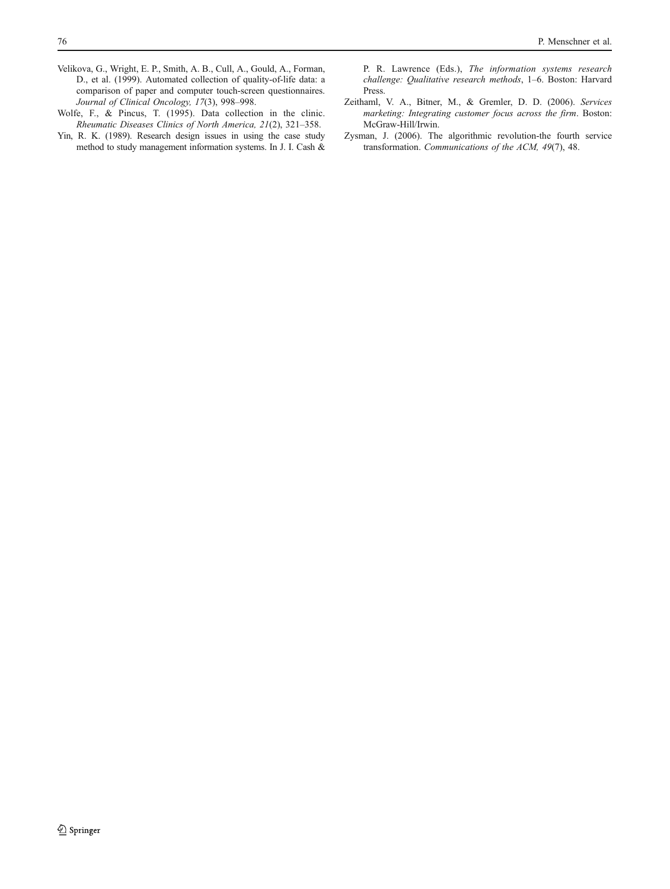Velikova, G., Wright, E. P., Smith, A. B., Cull, A., Gould, A., Forman, D., et al. (1999). Automated collection of quality-of-life data: a comparison of paper and computer touch-screen questionnaires. *Journal of Clinical Oncology, 17*(3), 998–998.

Wolfe, F., & Pincus, T. (1995). Data collection in the clinic. *Rheumatic Diseases Clinics of North America, 21*(2), 321–358.

Yin, R. K. (1989). Research design issues in using the case study method to study management information systems. In J. I. Cash & P. R. Lawrence (Eds.), *The information systems research challenge: Qualitative research methods*, 1–6. Boston: Harvard Press.

Zeithaml, V. A., Bitner, M., & Gremler, D. D. (2006). *Services marketing: Integrating customer focus across the firm*. Boston: McGraw-Hill/Irwin.

Zysman, J. (2006). The algorithmic revolution-the fourth service transformation. *Communications of the ACM, 49*(7), 48.